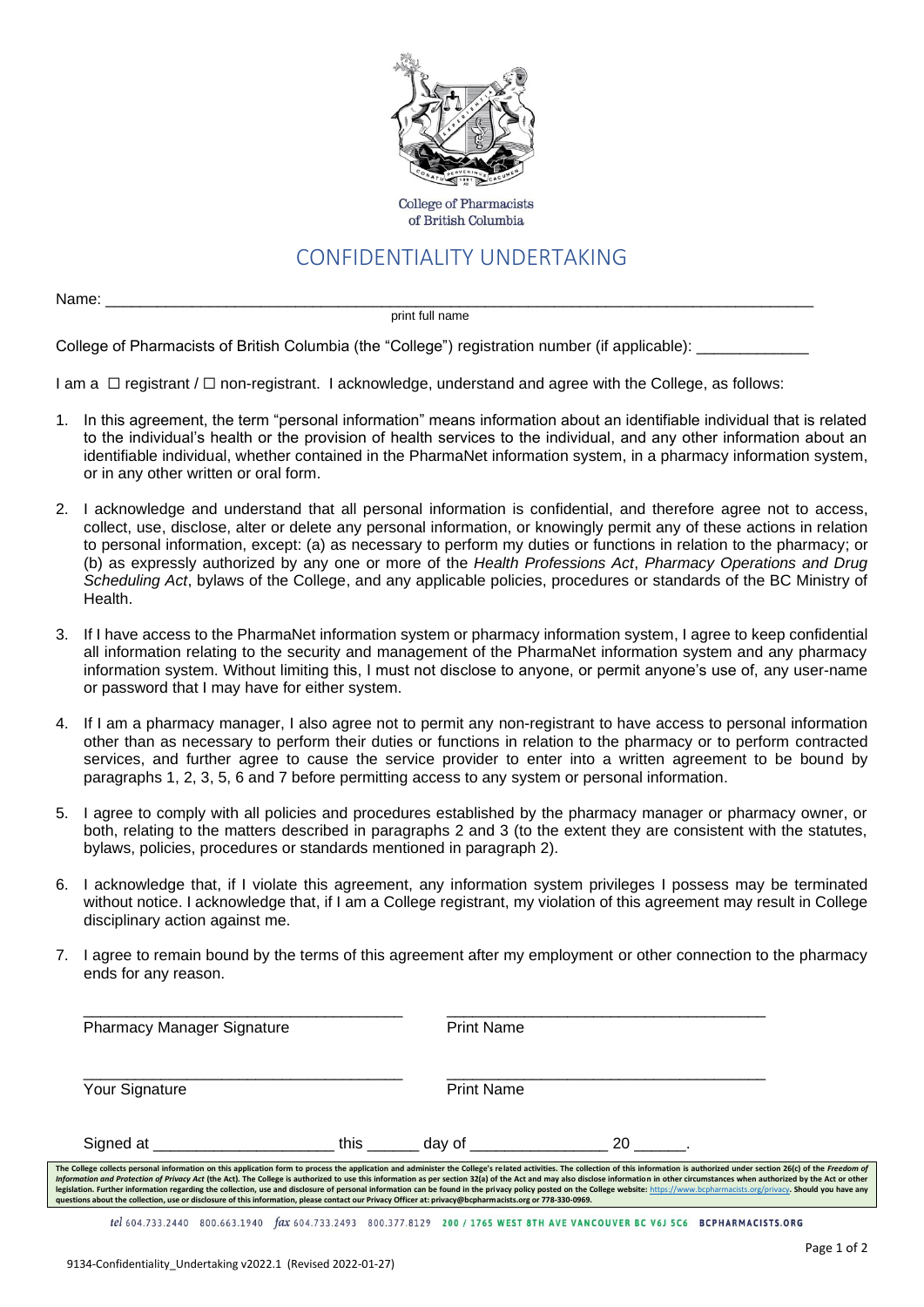College of Pharmacists of British Columbia

# CONFIDENTIALITY UNDERTAKING

Name: ____________________________________________________________________________
print full name

College of Pharmacists of British Columbia (the "College") registration number (if applicable): ____________

I am a ☐ registrant / ☐ non-registrant. I acknowledge, understand and agree with the College, as follows:

1. In this agreement, the term "personal information" means information about an identifiable individual that is related to the individual's health or the provision of health services to the individual, and any other information about an identifiable individual, whether contained in the PharmaNet information system, in a pharmacy information system, or in any other written or oral form.

2. I acknowledge and understand that all personal information is confidential, and therefore agree not to access, collect, use, disclose, alter or delete any personal information, or knowingly permit any of these actions in relation to personal information, except: (a) as necessary to perform my duties or functions in relation to the pharmacy; or (b) as expressly authorized by any one or more of the *Health Professions Act*, *Pharmacy Operations and Drug Scheduling Act*, bylaws of the College, and any applicable policies, procedures or standards of the BC Ministry of Health.

3. If I have access to the PharmaNet information system or pharmacy information system, I agree to keep confidential all information relating to the security and management of the PharmaNet information system and any pharmacy information system. Without limiting this, I must not disclose to anyone, or permit anyone's use of, any user-name or password that I may have for either system.

4. If I am a pharmacy manager, I also agree not to permit any non-registrant to have access to personal information other than as necessary to perform their duties or functions in relation to the pharmacy or to perform contracted services, and further agree to cause the service provider to enter into a written agreement to be bound by paragraphs 1, 2, 3, 5, 6 and 7 before permitting access to any system or personal information.

5. I agree to comply with all policies and procedures established by the pharmacy manager or pharmacy owner, or both, relating to the matters described in paragraphs 2 and 3 (to the extent they are consistent with the statutes, bylaws, policies, procedures or standards mentioned in paragraph 2).

6. I acknowledge that, if I violate this agreement, any information system privileges I possess may be terminated without notice. I acknowledge that, if I am a College registrant, my violation of this agreement may result in College disciplinary action against me.

7. I agree to remain bound by the terms of this agreement after my employment or other connection to the pharmacy ends for any reason.

| | |
|---|---|
| ____________________________________ | ____________________________________ |
| Pharmacy Manager Signature | Print Name |
| ____________________________________ | ____________________________________ |
| Your Signature | Print Name |

Signed at ____________________ this ______ day of ________________ 20 ______.

**The College collects personal information on this application form to process the application and administer the College's related activities. The collection of this information is authorized under section 26(c) of the *Freedom of Information and Protection of Privacy Act* (the Act). The College is authorized to use this information as per section 32(a) of the Act and may also disclose information in other circumstances when authorized by the Act or other legislation. Further information regarding the collection, use and disclosure of personal information can be found in the privacy policy posted on the College website: https://www.bcpharmacists.org/privacy. Should you have any questions about the collection, use or disclosure of this information, please contact our Privacy Officer at: privacy@bcpharmacists.org or 778-330-0969.**

*tel* 604.733.2440 800.663.1940 *fax* 604.733.2493 800.377.8129 200 / 1765 WEST 8TH AVE VANCOUVER BC V6J 5C6 BCPHARMACISTS.ORG

9134-Confidentiality_Undertaking v2022.1 (Revised 2022-01-27)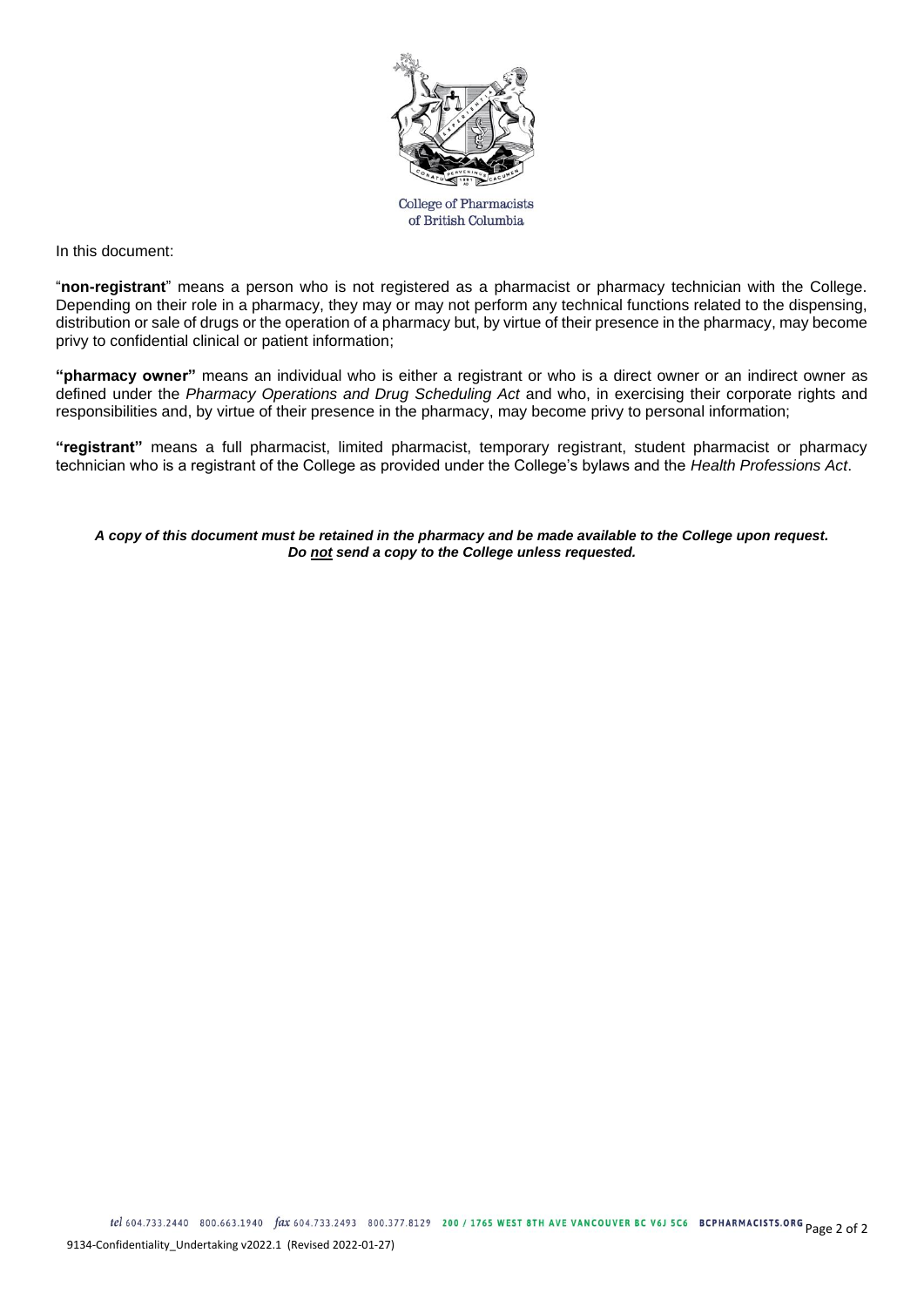College of Pharmacists of British Columbia

In this document:

"**non-registrant**" means a person who is not registered as a pharmacist or pharmacy technician with the College. Depending on their role in a pharmacy, they may or may not perform any technical functions related to the dispensing, distribution or sale of drugs or the operation of a pharmacy but, by virtue of their presence in the pharmacy, may become privy to confidential clinical or patient information;

**"pharmacy owner"** means an individual who is either a registrant or who is a direct owner or an indirect owner as defined under the *Pharmacy Operations and Drug Scheduling Act* and who, in exercising their corporate rights and responsibilities and, by virtue of their presence in the pharmacy, may become privy to personal information;

**"registrant"** means a full pharmacist, limited pharmacist, temporary registrant, student pharmacist or pharmacy technician who is a registrant of the College as provided under the College's bylaws and the *Health Professions Act*.

***A copy of this document must be retained in the pharmacy and be made available to the College upon request. Do not send a copy to the College unless requested.***

tel 604.733.2440 800.663.1940 fax 604.733.2493 800.377.8129 200 / 1765 WEST 8TH AVE VANCOUVER BC V6J 5C6 BCPHARMACISTS.ORG

9134-Confidentiality_Undertaking v2022.1 (Revised 2022-01-27)